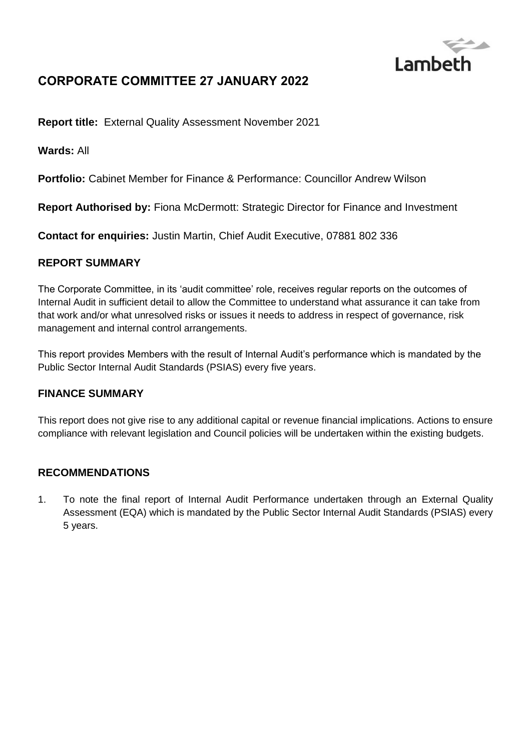Lambeth

# CORPORATE COMMITTEE 27 JANUARY 2022

**Report title:** External Quality Assessment November 2021

**Wards:** All

**Portfolio:** Cabinet Member for Finance & Performance: Councillor Andrew Wilson

**Report Authorised by:** Fiona McDermott: Strategic Director for Finance and Investment

**Contact for enquiries:** Justin Martin, Chief Audit Executive, 07881 802 336

## REPORT SUMMARY

The Corporate Committee, in its 'audit committee' role, receives regular reports on the outcomes of Internal Audit in sufficient detail to allow the Committee to understand what assurance it can take from that work and/or what unresolved risks or issues it needs to address in respect of governance, risk management and internal control arrangements.

This report provides Members with the result of Internal Audit's performance which is mandated by the Public Sector Internal Audit Standards (PSIAS) every five years.

## FINANCE SUMMARY

This report does not give rise to any additional capital or revenue financial implications. Actions to ensure compliance with relevant legislation and Council policies will be undertaken within the existing budgets.

## RECOMMENDATIONS

1. To note the final report of Internal Audit Performance undertaken through an External Quality Assessment (EQA) which is mandated by the Public Sector Internal Audit Standards (PSIAS) every 5 years.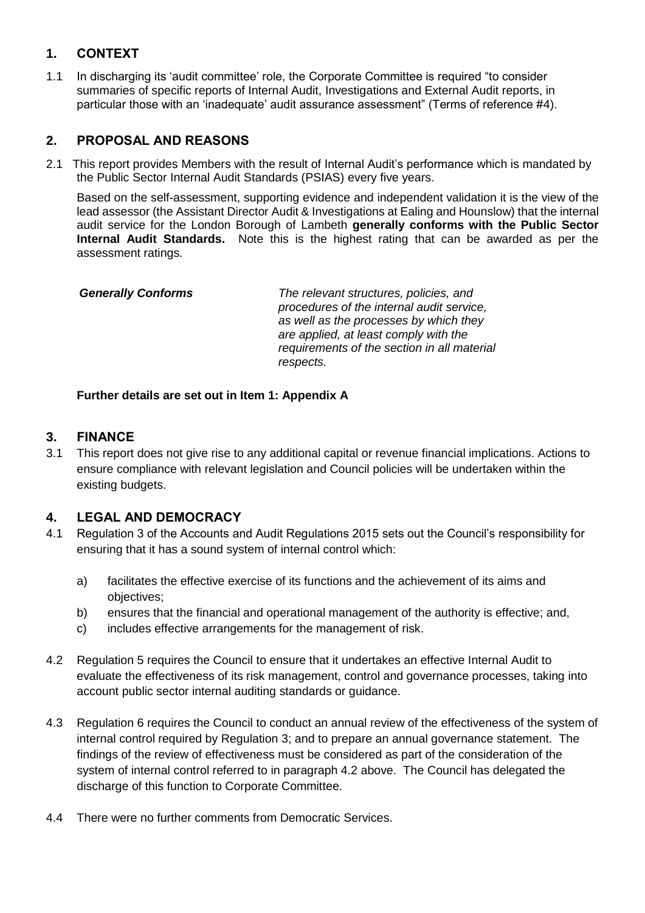## 1. CONTEXT

1.1 In discharging its 'audit committee' role, the Corporate Committee is required "to consider summaries of specific reports of Internal Audit, Investigations and External Audit reports, in particular those with an 'inadequate' audit assurance assessment" (Terms of reference #4).

## 2. PROPOSAL AND REASONS

2.1 This report provides Members with the result of Internal Audit's performance which is mandated by the Public Sector Internal Audit Standards (PSIAS) every five years.

Based on the self-assessment, supporting evidence and independent validation it is the view of the lead assessor (the Assistant Director Audit & Investigations at Ealing and Hounslow) that the internal audit service for the London Borough of Lambeth **generally conforms with the Public Sector Internal Audit Standards.** Note this is the highest rating that can be awarded as per the assessment ratings.

| | |
|---|---|
| ***Generally Conforms*** | *The relevant structures, policies, and procedures of the internal audit service, as well as the processes by which they are applied, at least comply with the requirements of the section in all material respects.* |

**Further details are set out in Item 1: Appendix A**

## 3. FINANCE

3.1 This report does not give rise to any additional capital or revenue financial implications. Actions to ensure compliance with relevant legislation and Council policies will be undertaken within the existing budgets.

## 4. LEGAL AND DEMOCRACY

4.1 Regulation 3 of the Accounts and Audit Regulations 2015 sets out the Council's responsibility for ensuring that it has a sound system of internal control which:

a) facilitates the effective exercise of its functions and the achievement of its aims and objectives;

b) ensures that the financial and operational management of the authority is effective; and,

c) includes effective arrangements for the management of risk.

4.2 Regulation 5 requires the Council to ensure that it undertakes an effective Internal Audit to evaluate the effectiveness of its risk management, control and governance processes, taking into account public sector internal auditing standards or guidance.

4.3 Regulation 6 requires the Council to conduct an annual review of the effectiveness of the system of internal control required by Regulation 3; and to prepare an annual governance statement. The findings of the review of effectiveness must be considered as part of the consideration of the system of internal control referred to in paragraph 4.2 above. The Council has delegated the discharge of this function to Corporate Committee.

4.4 There were no further comments from Democratic Services.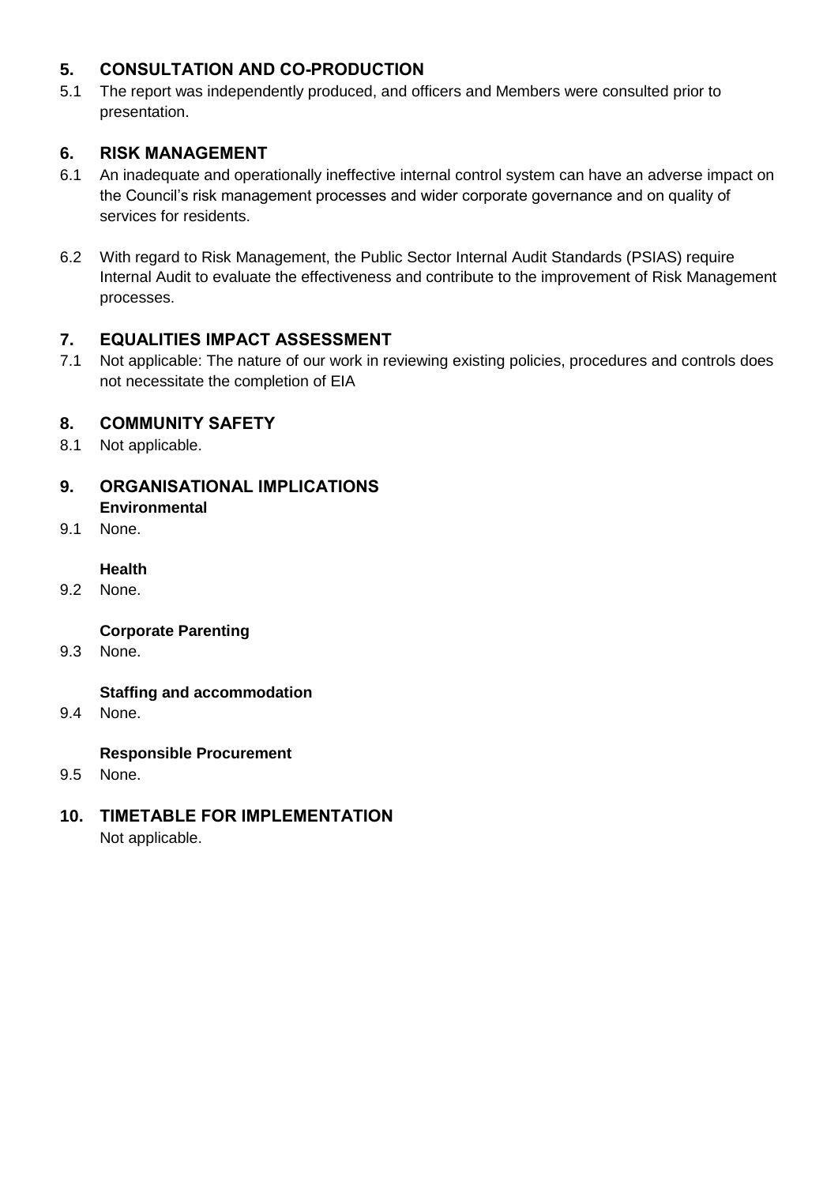## 5. CONSULTATION AND CO-PRODUCTION

5.1 The report was independently produced, and officers and Members were consulted prior to presentation.

## 6. RISK MANAGEMENT

6.1 An inadequate and operationally ineffective internal control system can have an adverse impact on the Council's risk management processes and wider corporate governance and on quality of services for residents.

6.2 With regard to Risk Management, the Public Sector Internal Audit Standards (PSIAS) require Internal Audit to evaluate the effectiveness and contribute to the improvement of Risk Management processes.

## 7. EQUALITIES IMPACT ASSESSMENT

7.1 Not applicable: The nature of our work in reviewing existing policies, procedures and controls does not necessitate the completion of EIA

## 8. COMMUNITY SAFETY

8.1 Not applicable.

## 9. ORGANISATIONAL IMPLICATIONS

**Environmental**

9.1 None.

**Health**

9.2 None.

**Corporate Parenting**

9.3 None.

**Staffing and accommodation**

9.4 None.

**Responsible Procurement**

9.5 None.

## 10. TIMETABLE FOR IMPLEMENTATION

Not applicable.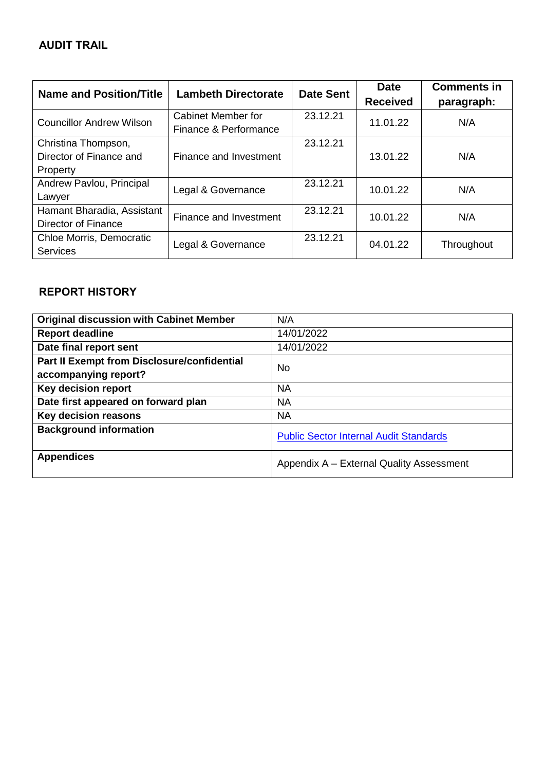## AUDIT TRAIL

| Name and Position/Title | Lambeth Directorate | Date Sent | Date Received | Comments in paragraph: |
|---|---|---|---|---|
| Councillor Andrew Wilson | Cabinet Member for Finance & Performance | 23.12.21 | 11.01.22 | N/A |
| Christina Thompson, Director of Finance and Property | Finance and Investment | 23.12.21 | 13.01.22 | N/A |
| Andrew Pavlou, Principal Lawyer | Legal & Governance | 23.12.21 | 10.01.22 | N/A |
| Hamant Bharadia, Assistant Director of Finance | Finance and Investment | 23.12.21 | 10.01.22 | N/A |
| Chloe Morris, Democratic Services | Legal & Governance | 23.12.21 | 04.01.22 | Throughout |

## REPORT HISTORY

| | |
|---|---|
| **Original discussion with Cabinet Member** | N/A |
| **Report deadline** | 14/01/2022 |
| **Date final report sent** | 14/01/2022 |
| **Part II Exempt from Disclosure/confidential accompanying report?** | No |
| **Key decision report** | NA |
| **Date first appeared on forward plan** | NA |
| **Key decision reasons** | NA |
| **Background information** | Public Sector Internal Audit Standards |
| **Appendices** | Appendix A – External Quality Assessment |